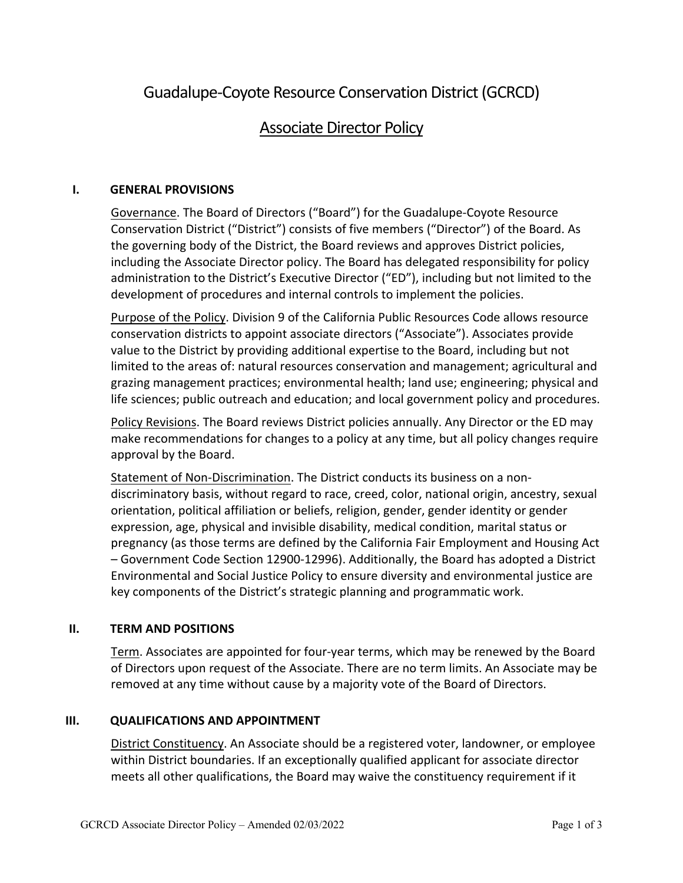# Guadalupe-Coyote Resource Conservation District (GCRCD)

## Associate Director Policy

### I. GENERAL PROVISIONS

Governance. The Board of Directors ("Board") for the Guadalupe-Coyote Resource Conservation District ("District") consists of five members ("Director") of the Board. As the governing body of the District, the Board reviews and approves District policies, including the Associate Director policy. The Board has delegated responsibility for policy administration to the District's Executive Director ("ED"), including but not limited to the development of procedures and internal controls to implement the policies.

Purpose of the Policy. Division 9 of the California Public Resources Code allows resource conservation districts to appoint associate directors ("Associate"). Associates provide value to the District by providing additional expertise to the Board, including but not limited to the areas of: natural resources conservation and management; agricultural and grazing management practices; environmental health; land use; engineering; physical and life sciences; public outreach and education; and local government policy and procedures.

Policy Revisions. The Board reviews District policies annually. Any Director or the ED may make recommendations for changes to a policy at any time, but all policy changes require approval by the Board.

Statement of Non-Discrimination. The District conducts its business on a non-discriminatory basis, without regard to race, creed, color, national origin, ancestry, sexual orientation, political affiliation or beliefs, religion, gender, gender identity or gender expression, age, physical and invisible disability, medical condition, marital status or pregnancy (as those terms are defined by the California Fair Employment and Housing Act – Government Code Section 12900-12996). Additionally, the Board has adopted a District Environmental and Social Justice Policy to ensure diversity and environmental justice are key components of the District's strategic planning and programmatic work.

### II. TERM AND POSITIONS

Term. Associates are appointed for four-year terms, which may be renewed by the Board of Directors upon request of the Associate. There are no term limits. An Associate may be removed at any time without cause by a majority vote of the Board of Directors.

### III. QUALIFICATIONS AND APPOINTMENT

District Constituency. An Associate should be a registered voter, landowner, or employee within District boundaries. If an exceptionally qualified applicant for associate director meets all other qualifications, the Board may waive the constituency requirement if it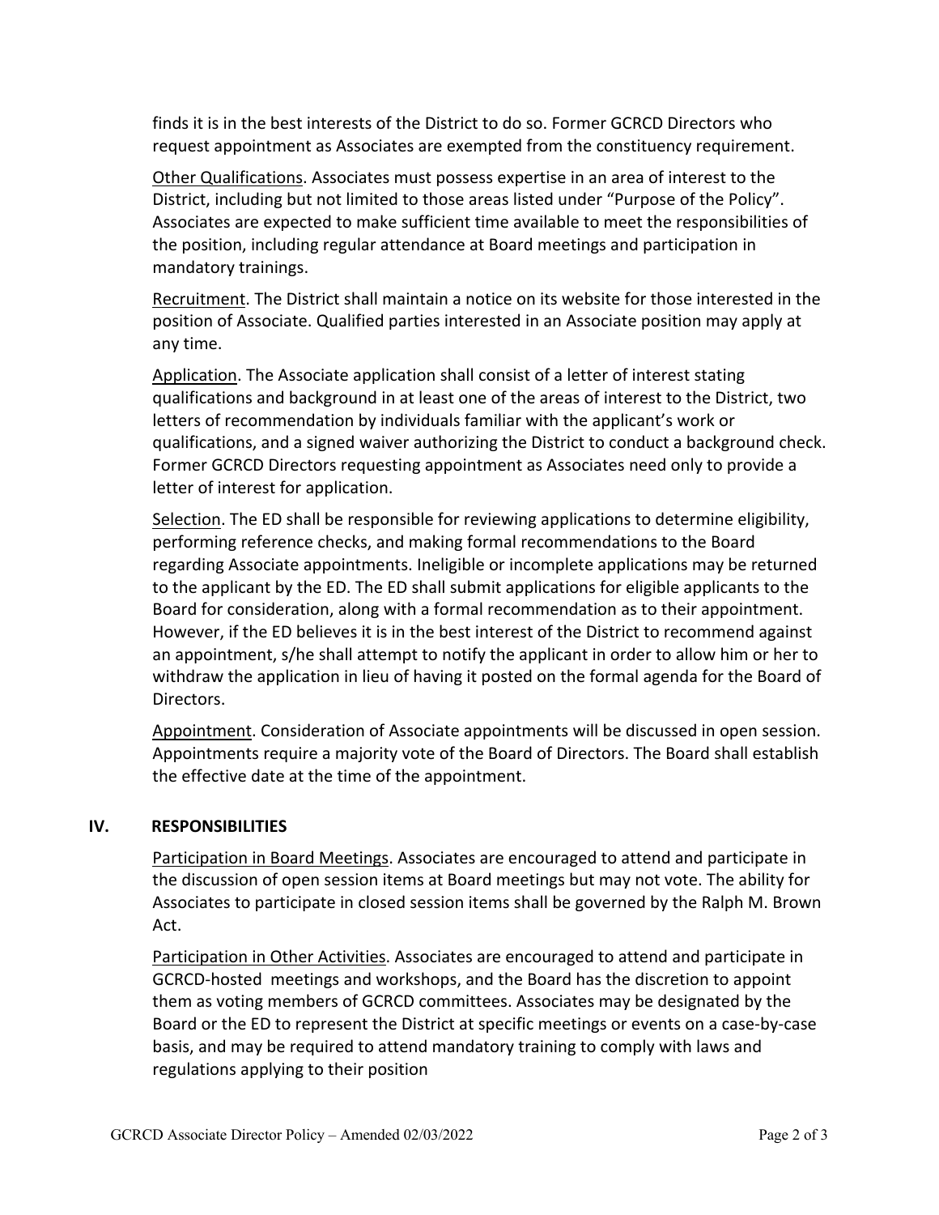finds it is in the best interests of the District to do so. Former GCRCD Directors who request appointment as Associates are exempted from the constituency requirement.

Other Qualifications. Associates must possess expertise in an area of interest to the District, including but not limited to those areas listed under "Purpose of the Policy". Associates are expected to make sufficient time available to meet the responsibilities of the position, including regular attendance at Board meetings and participation in mandatory trainings.

Recruitment. The District shall maintain a notice on its website for those interested in the position of Associate. Qualified parties interested in an Associate position may apply at any time.

Application. The Associate application shall consist of a letter of interest stating qualifications and background in at least one of the areas of interest to the District, two letters of recommendation by individuals familiar with the applicant's work or qualifications, and a signed waiver authorizing the District to conduct a background check. Former GCRCD Directors requesting appointment as Associates need only to provide a letter of interest for application.

Selection. The ED shall be responsible for reviewing applications to determine eligibility, performing reference checks, and making formal recommendations to the Board regarding Associate appointments. Ineligible or incomplete applications may be returned to the applicant by the ED. The ED shall submit applications for eligible applicants to the Board for consideration, along with a formal recommendation as to their appointment. However, if the ED believes it is in the best interest of the District to recommend against an appointment, s/he shall attempt to notify the applicant in order to allow him or her to withdraw the application in lieu of having it posted on the formal agenda for the Board of Directors.

Appointment. Consideration of Associate appointments will be discussed in open session. Appointments require a majority vote of the Board of Directors. The Board shall establish the effective date at the time of the appointment.

## IV. RESPONSIBILITIES

Participation in Board Meetings. Associates are encouraged to attend and participate in the discussion of open session items at Board meetings but may not vote. The ability for Associates to participate in closed session items shall be governed by the Ralph M. Brown Act.

Participation in Other Activities. Associates are encouraged to attend and participate in GCRCD-hosted meetings and workshops, and the Board has the discretion to appoint them as voting members of GCRCD committees. Associates may be designated by the Board or the ED to represent the District at specific meetings or events on a case-by-case basis, and may be required to attend mandatory training to comply with laws and regulations applying to their position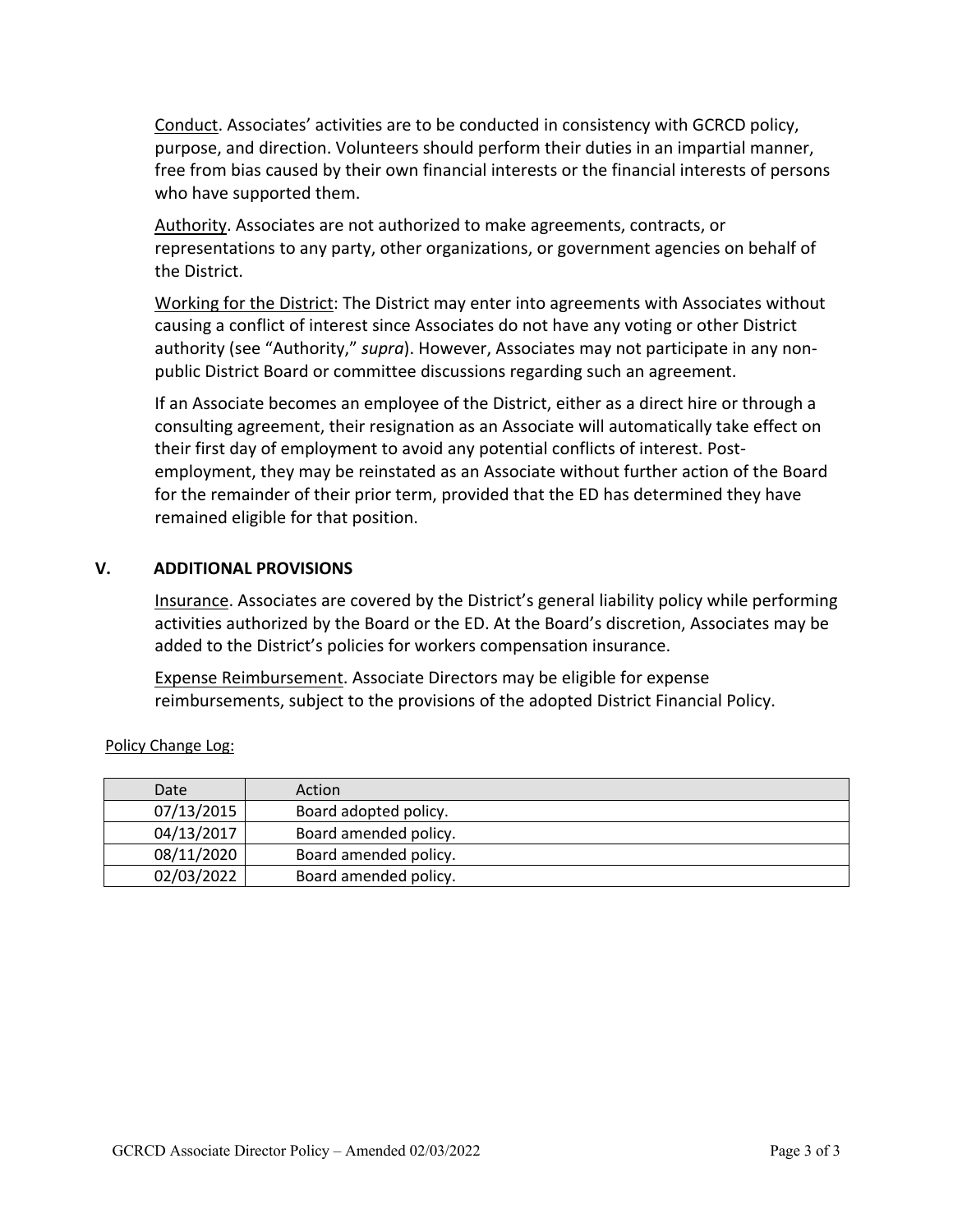Conduct. Associates' activities are to be conducted in consistency with GCRCD policy, purpose, and direction. Volunteers should perform their duties in an impartial manner, free from bias caused by their own financial interests or the financial interests of persons who have supported them.

Authority. Associates are not authorized to make agreements, contracts, or representations to any party, other organizations, or government agencies on behalf of the District.

Working for the District: The District may enter into agreements with Associates without causing a conflict of interest since Associates do not have any voting or other District authority (see "Authority," *supra*). However, Associates may not participate in any non-public District Board or committee discussions regarding such an agreement.

If an Associate becomes an employee of the District, either as a direct hire or through a consulting agreement, their resignation as an Associate will automatically take effect on their first day of employment to avoid any potential conflicts of interest. Post-employment, they may be reinstated as an Associate without further action of the Board for the remainder of their prior term, provided that the ED has determined they have remained eligible for that position.

## V. ADDITIONAL PROVISIONS

Insurance. Associates are covered by the District's general liability policy while performing activities authorized by the Board or the ED. At the Board's discretion, Associates may be added to the District's policies for workers compensation insurance.

Expense Reimbursement. Associate Directors may be eligible for expense reimbursements, subject to the provisions of the adopted District Financial Policy.

Policy Change Log:

| Date | Action |
|---|---|
| 07/13/2015 | Board adopted policy. |
| 04/13/2017 | Board amended policy. |
| 08/11/2020 | Board amended policy. |
| 02/03/2022 | Board amended policy. |